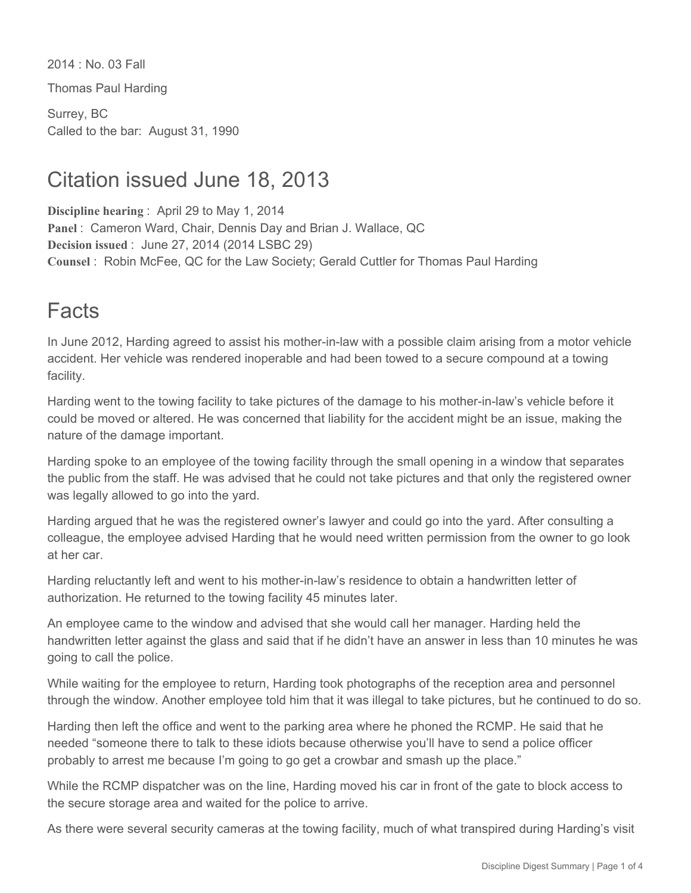2014 : No. 03 Fall

Thomas Paul Harding

Surrey, BC
Called to the bar: August 31, 1990

# Citation issued June 18, 2013

**Discipline hearing** : April 29 to May 1, 2014
**Panel** : Cameron Ward, Chair, Dennis Day and Brian J. Wallace, QC
**Decision issued** : June 27, 2014 (2014 LSBC 29)
**Counsel** : Robin McFee, QC for the Law Society; Gerald Cuttler for Thomas Paul Harding

# Facts

In June 2012, Harding agreed to assist his mother-in-law with a possible claim arising from a motor vehicle accident. Her vehicle was rendered inoperable and had been towed to a secure compound at a towing facility.

Harding went to the towing facility to take pictures of the damage to his mother-in-law's vehicle before it could be moved or altered. He was concerned that liability for the accident might be an issue, making the nature of the damage important.

Harding spoke to an employee of the towing facility through the small opening in a window that separates the public from the staff. He was advised that he could not take pictures and that only the registered owner was legally allowed to go into the yard.

Harding argued that he was the registered owner's lawyer and could go into the yard. After consulting a colleague, the employee advised Harding that he would need written permission from the owner to go look at her car.

Harding reluctantly left and went to his mother-in-law's residence to obtain a handwritten letter of authorization. He returned to the towing facility 45 minutes later.

An employee came to the window and advised that she would call her manager. Harding held the handwritten letter against the glass and said that if he didn't have an answer in less than 10 minutes he was going to call the police.

While waiting for the employee to return, Harding took photographs of the reception area and personnel through the window. Another employee told him that it was illegal to take pictures, but he continued to do so.

Harding then left the office and went to the parking area where he phoned the RCMP. He said that he needed "someone there to talk to these idiots because otherwise you'll have to send a police officer probably to arrest me because I'm going to go get a crowbar and smash up the place."

While the RCMP dispatcher was on the line, Harding moved his car in front of the gate to block access to the secure storage area and waited for the police to arrive.

As there were several security cameras at the towing facility, much of what transpired during Harding's visit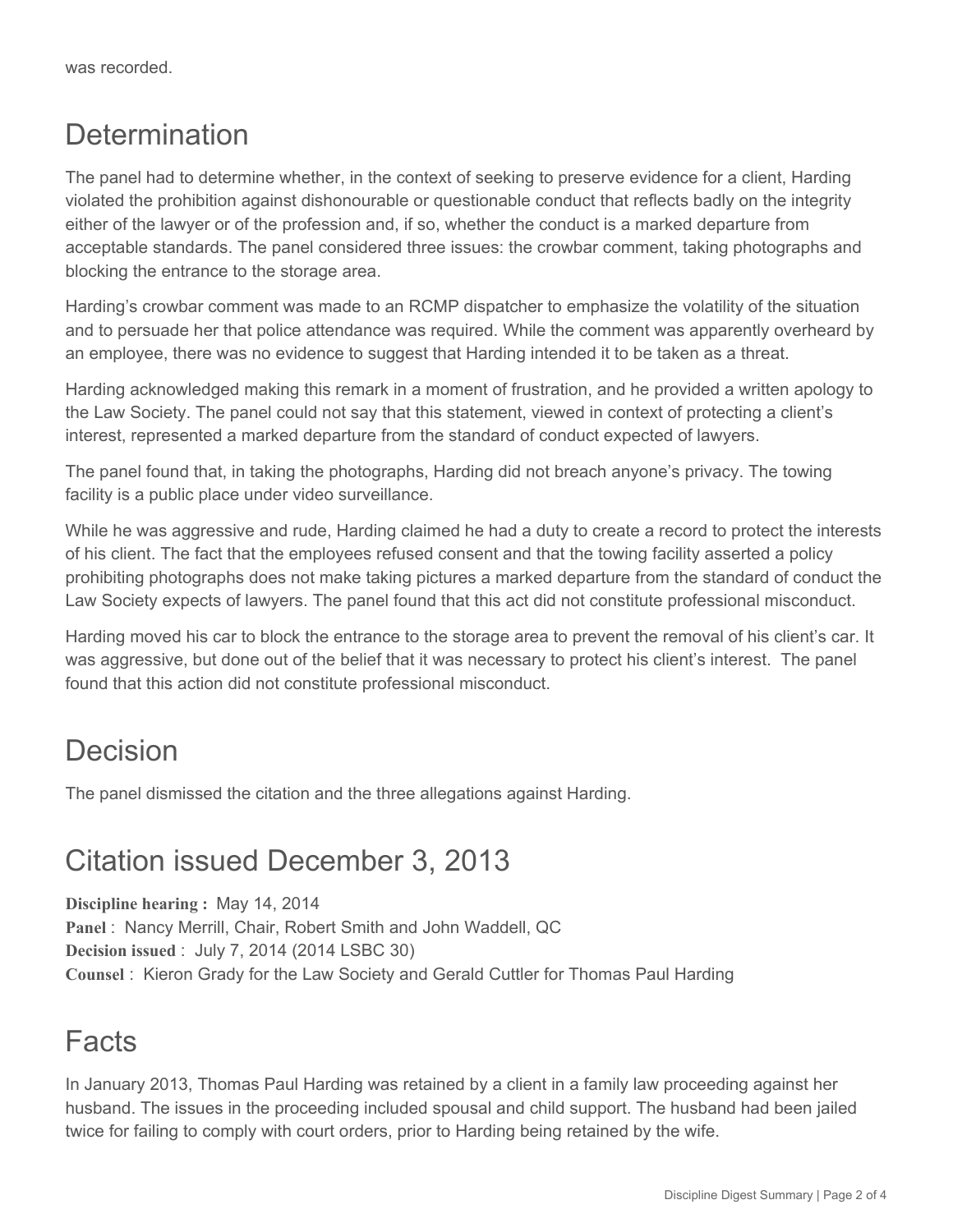was recorded.

## Determination

The panel had to determine whether, in the context of seeking to preserve evidence for a client, Harding violated the prohibition against dishonourable or questionable conduct that reflects badly on the integrity either of the lawyer or of the profession and, if so, whether the conduct is a marked departure from acceptable standards. The panel considered three issues: the crowbar comment, taking photographs and blocking the entrance to the storage area.

Harding's crowbar comment was made to an RCMP dispatcher to emphasize the volatility of the situation and to persuade her that police attendance was required. While the comment was apparently overheard by an employee, there was no evidence to suggest that Harding intended it to be taken as a threat.

Harding acknowledged making this remark in a moment of frustration, and he provided a written apology to the Law Society. The panel could not say that this statement, viewed in context of protecting a client's interest, represented a marked departure from the standard of conduct expected of lawyers.

The panel found that, in taking the photographs, Harding did not breach anyone's privacy. The towing facility is a public place under video surveillance.

While he was aggressive and rude, Harding claimed he had a duty to create a record to protect the interests of his client. The fact that the employees refused consent and that the towing facility asserted a policy prohibiting photographs does not make taking pictures a marked departure from the standard of conduct the Law Society expects of lawyers. The panel found that this act did not constitute professional misconduct.

Harding moved his car to block the entrance to the storage area to prevent the removal of his client's car. It was aggressive, but done out of the belief that it was necessary to protect his client's interest. The panel found that this action did not constitute professional misconduct.

## Decision

The panel dismissed the citation and the three allegations against Harding.

## Citation issued December 3, 2013

**Discipline hearing :** May 14, 2014
**Panel** : Nancy Merrill, Chair, Robert Smith and John Waddell, QC
**Decision issued** : July 7, 2014 (2014 LSBC 30)
**Counsel** : Kieron Grady for the Law Society and Gerald Cuttler for Thomas Paul Harding

## Facts

In January 2013, Thomas Paul Harding was retained by a client in a family law proceeding against her husband. The issues in the proceeding included spousal and child support. The husband had been jailed twice for failing to comply with court orders, prior to Harding being retained by the wife.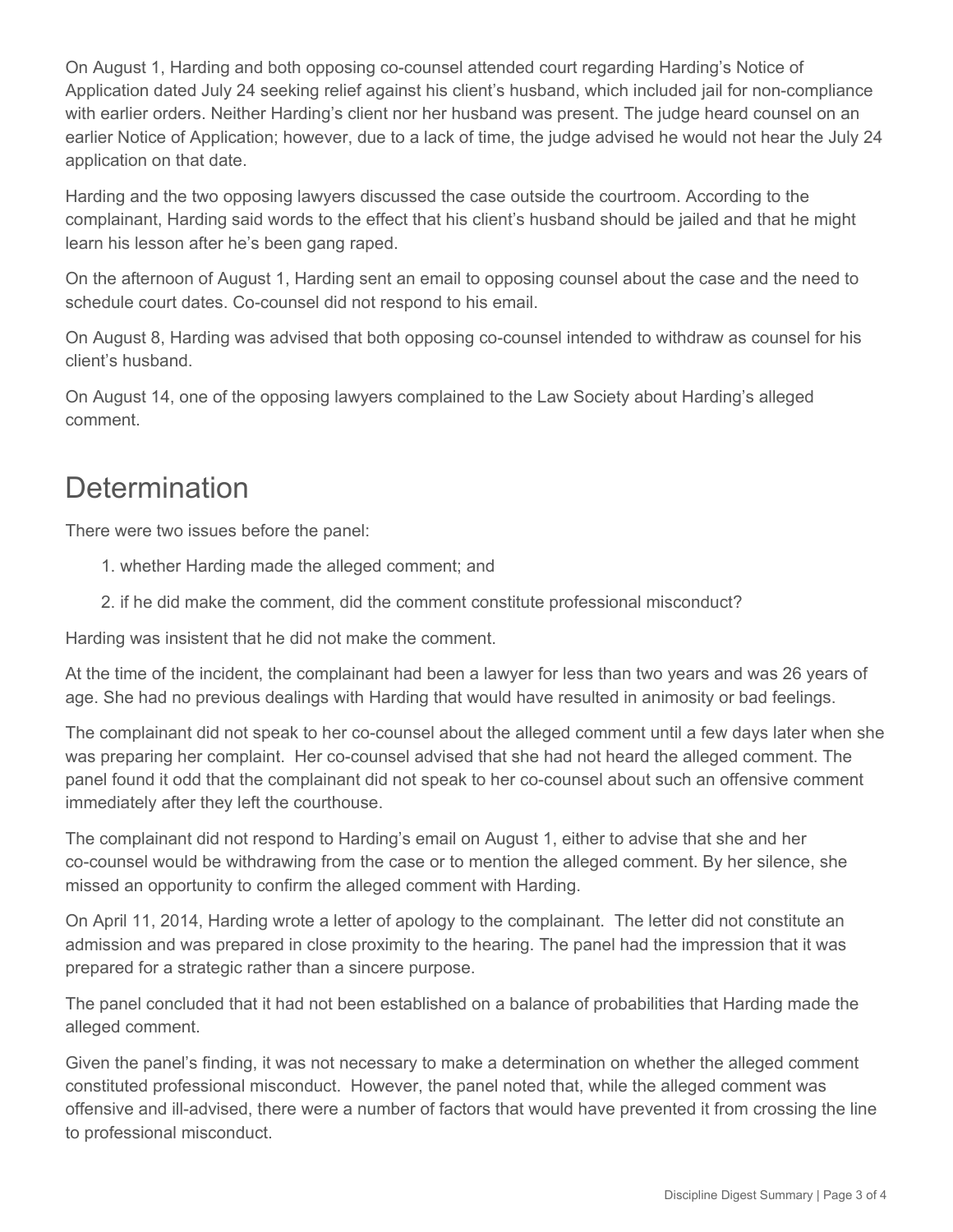On August 1, Harding and both opposing co-counsel attended court regarding Harding's Notice of Application dated July 24 seeking relief against his client's husband, which included jail for non-compliance with earlier orders. Neither Harding's client nor her husband was present. The judge heard counsel on an earlier Notice of Application; however, due to a lack of time, the judge advised he would not hear the July 24 application on that date.

Harding and the two opposing lawyers discussed the case outside the courtroom. According to the complainant, Harding said words to the effect that his client's husband should be jailed and that he might learn his lesson after he's been gang raped.

On the afternoon of August 1, Harding sent an email to opposing counsel about the case and the need to schedule court dates. Co-counsel did not respond to his email.

On August 8, Harding was advised that both opposing co-counsel intended to withdraw as counsel for his client's husband.

On August 14, one of the opposing lawyers complained to the Law Society about Harding's alleged comment.

## Determination

There were two issues before the panel:

1. whether Harding made the alleged comment; and
2. if he did make the comment, did the comment constitute professional misconduct?

Harding was insistent that he did not make the comment.

At the time of the incident, the complainant had been a lawyer for less than two years and was 26 years of age. She had no previous dealings with Harding that would have resulted in animosity or bad feelings.

The complainant did not speak to her co-counsel about the alleged comment until a few days later when she was preparing her complaint. Her co-counsel advised that she had not heard the alleged comment. The panel found it odd that the complainant did not speak to her co-counsel about such an offensive comment immediately after they left the courthouse.

The complainant did not respond to Harding's email on August 1, either to advise that she and her co-counsel would be withdrawing from the case or to mention the alleged comment. By her silence, she missed an opportunity to confirm the alleged comment with Harding.

On April 11, 2014, Harding wrote a letter of apology to the complainant. The letter did not constitute an admission and was prepared in close proximity to the hearing. The panel had the impression that it was prepared for a strategic rather than a sincere purpose.

The panel concluded that it had not been established on a balance of probabilities that Harding made the alleged comment.

Given the panel's finding, it was not necessary to make a determination on whether the alleged comment constituted professional misconduct. However, the panel noted that, while the alleged comment was offensive and ill-advised, there were a number of factors that would have prevented it from crossing the line to professional misconduct.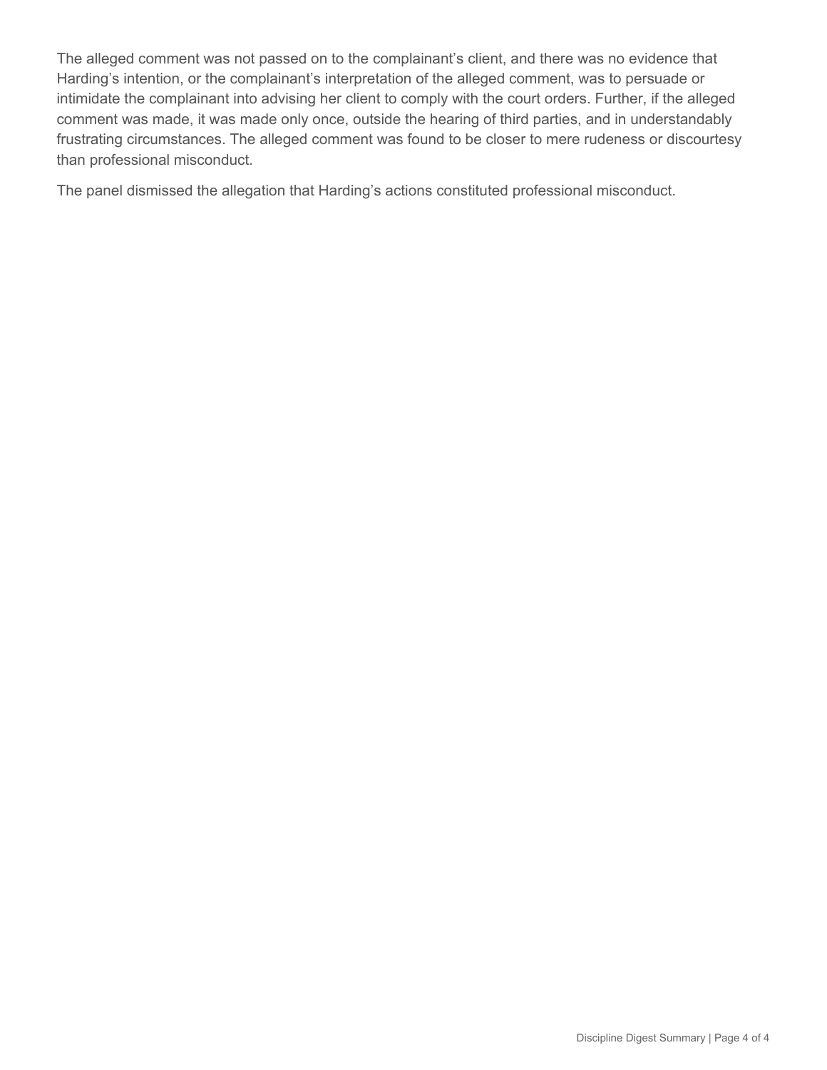The alleged comment was not passed on to the complainant's client, and there was no evidence that Harding's intention, or the complainant's interpretation of the alleged comment, was to persuade or intimidate the complainant into advising her client to comply with the court orders. Further, if the alleged comment was made, it was made only once, outside the hearing of third parties, and in understandably frustrating circumstances. The alleged comment was found to be closer to mere rudeness or discourtesy than professional misconduct.

The panel dismissed the allegation that Harding's actions constituted professional misconduct.